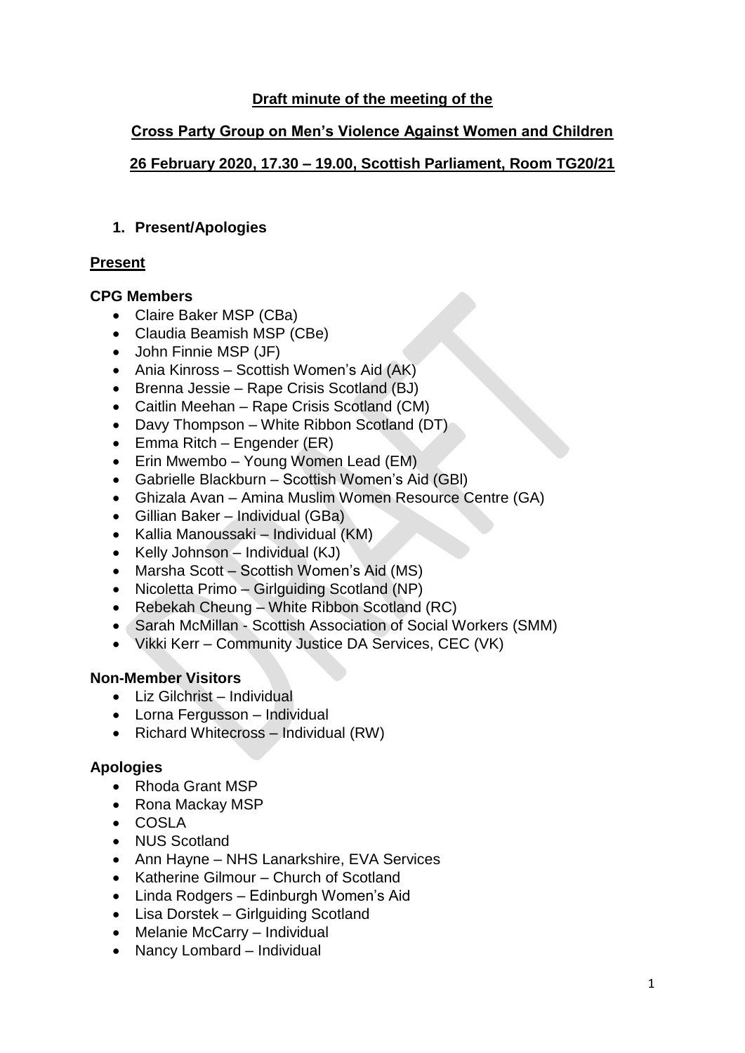**Draft minute of the meeting of the**

**Cross Party Group on Men's Violence Against Women and Children**

**26 February 2020, 17.30 – 19.00, Scottish Parliament, Room TG20/21**

## 1. Present/Apologies

### Present

#### CPG Members

- Claire Baker MSP (CBa)
- Claudia Beamish MSP (CBe)
- John Finnie MSP (JF)
- Ania Kinross – Scottish Women's Aid (AK)
- Brenna Jessie – Rape Crisis Scotland (BJ)
- Caitlin Meehan – Rape Crisis Scotland (CM)
- Davy Thompson – White Ribbon Scotland (DT)
- Emma Ritch – Engender (ER)
- Erin Mwembo – Young Women Lead (EM)
- Gabrielle Blackburn – Scottish Women's Aid (GBl)
- Ghizala Avan – Amina Muslim Women Resource Centre (GA)
- Gillian Baker – Individual (GBa)
- Kallia Manoussaki – Individual (KM)
- Kelly Johnson – Individual (KJ)
- Marsha Scott – Scottish Women's Aid (MS)
- Nicoletta Primo – Girlguiding Scotland (NP)
- Rebekah Cheung – White Ribbon Scotland (RC)
- Sarah McMillan - Scottish Association of Social Workers (SMM)
- Vikki Kerr – Community Justice DA Services, CEC (VK)

#### Non-Member Visitors

- Liz Gilchrist – Individual
- Lorna Fergusson – Individual
- Richard Whitecross – Individual (RW)

#### Apologies

- Rhoda Grant MSP
- Rona Mackay MSP
- COSLA
- NUS Scotland
- Ann Hayne – NHS Lanarkshire, EVA Services
- Katherine Gilmour – Church of Scotland
- Linda Rodgers – Edinburgh Women's Aid
- Lisa Dorstek – Girlguiding Scotland
- Melanie McCarry – Individual
- Nancy Lombard – Individual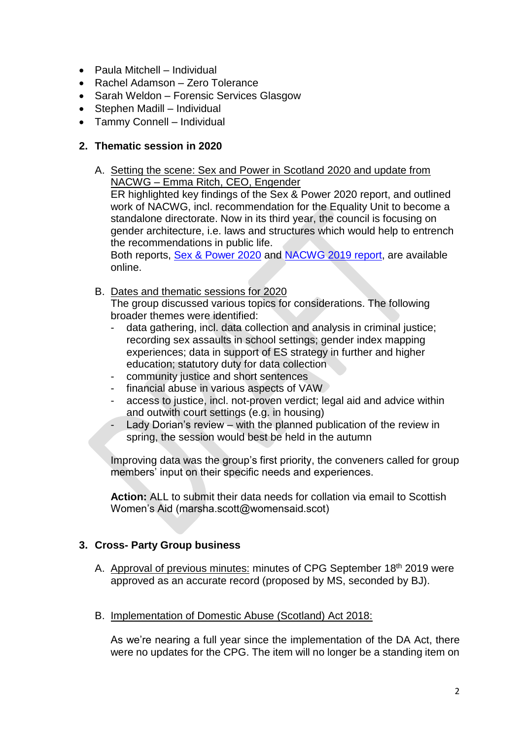- Paula Mitchell – Individual
- Rachel Adamson – Zero Tolerance
- Sarah Weldon – Forensic Services Glasgow
- Stephen Madill – Individual
- Tammy Connell – Individual

## 2. Thematic session in 2020

A. Setting the scene: Sex and Power in Scotland 2020 and update from NACWG – Emma Ritch, CEO, Engender

ER highlighted key findings of the Sex & Power 2020 report, and outlined work of NACWG, incl. recommendation for the Equality Unit to become a standalone directorate. Now in its third year, the council is focusing on gender architecture, i.e. laws and structures which would help to entrench the recommendations in public life.

Both reports, Sex & Power 2020 and NACWG 2019 report, are available online.

B. Dates and thematic sessions for 2020

The group discussed various topics for considerations. The following broader themes were identified:

- data gathering, incl. data collection and analysis in criminal justice; recording sex assaults in school settings; gender index mapping experiences; data in support of ES strategy in further and higher education; statutory duty for data collection
- community justice and short sentences
- financial abuse in various aspects of VAW
- access to justice, incl. not-proven verdict; legal aid and advice within and outwith court settings (e.g. in housing)
- Lady Dorian's review – with the planned publication of the review in spring, the session would best be held in the autumn

Improving data was the group's first priority, the conveners called for group members' input on their specific needs and experiences.

**Action:** ALL to submit their data needs for collation via email to Scottish Women's Aid (marsha.scott@womensaid.scot)

## 3. Cross- Party Group business

A. Approval of previous minutes: minutes of CPG September 18th 2019 were approved as an accurate record (proposed by MS, seconded by BJ).

B. Implementation of Domestic Abuse (Scotland) Act 2018:

As we're nearing a full year since the implementation of the DA Act, there were no updates for the CPG. The item will no longer be a standing item on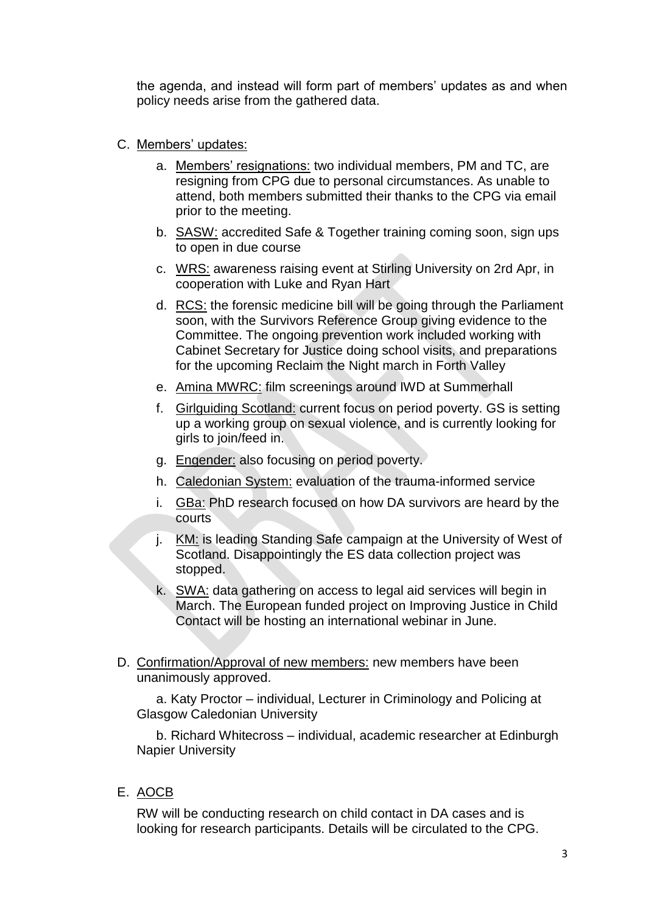the agenda, and instead will form part of members' updates as and when policy needs arise from the gathered data.

C. Members' updates:

   a. Members' resignations: two individual members, PM and TC, are resigning from CPG due to personal circumstances. As unable to attend, both members submitted their thanks to the CPG via email prior to the meeting.

   b. SASW: accredited Safe & Together training coming soon, sign ups to open in due course

   c. WRS: awareness raising event at Stirling University on 2rd Apr, in cooperation with Luke and Ryan Hart

   d. RCS: the forensic medicine bill will be going through the Parliament soon, with the Survivors Reference Group giving evidence to the Committee. The ongoing prevention work included working with Cabinet Secretary for Justice doing school visits, and preparations for the upcoming Reclaim the Night march in Forth Valley

   e. Amina MWRC: film screenings around IWD at Summerhall

   f. Girlguiding Scotland: current focus on period poverty. GS is setting up a working group on sexual violence, and is currently looking for girls to join/feed in.

   g. Engender: also focusing on period poverty.

   h. Caledonian System: evaluation of the trauma-informed service

   i. GBa: PhD research focused on how DA survivors are heard by the courts

   j. KM: is leading Standing Safe campaign at the University of West of Scotland. Disappointingly the ES data collection project was stopped.

   k. SWA: data gathering on access to legal aid services will begin in March. The European funded project on Improving Justice in Child Contact will be hosting an international webinar in June.

D. Confirmation/Approval of new members: new members have been unanimously approved.

   a. Katy Proctor – individual, Lecturer in Criminology and Policing at Glasgow Caledonian University

   b. Richard Whitecross – individual, academic researcher at Edinburgh Napier University

E. AOCB

   RW will be conducting research on child contact in DA cases and is looking for research participants. Details will be circulated to the CPG.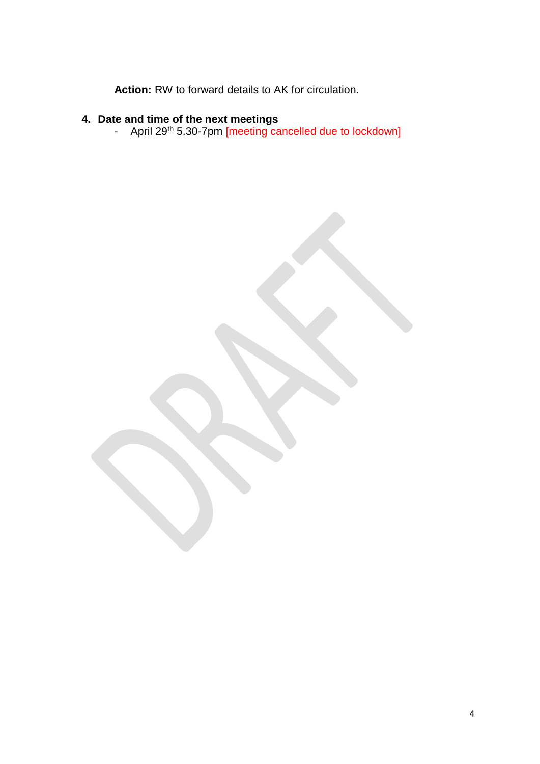**Action:** RW to forward details to AK for circulation.

## 4. Date and time of the next meetings

- April 29th 5.30-7pm [meeting cancelled due to lockdown]